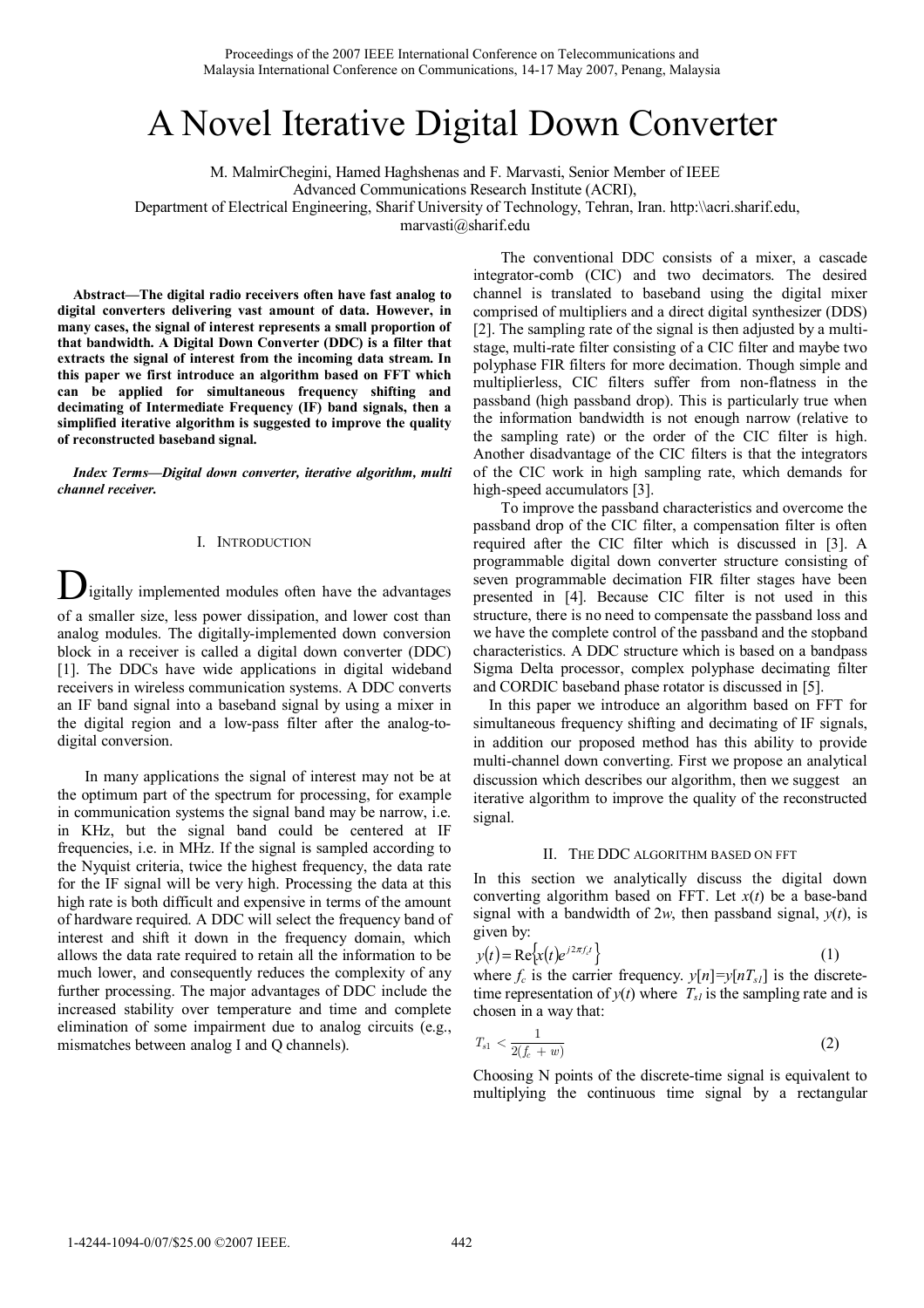# A Novel Iterative Digital Down Converter

M. MalmirChegini, Hamed Haghshenas and F. Marvasti, Senior Member of IEEE
Advanced Communications Research Institute (ACRI),
Department of Electrical Engineering, Sharif University of Technology, Tehran, Iran. http:\\acri.sharif.edu,
marvasti@sharif.edu

**Abstract—The digital radio receivers often have fast analog to digital converters delivering vast amount of data. However, in many cases, the signal of interest represents a small proportion of that bandwidth. A Digital Down Converter (DDC) is a filter that extracts the signal of interest from the incoming data stream. In this paper we first introduce an algorithm based on FFT which can be applied for simultaneous frequency shifting and decimating of Intermediate Frequency (IF) band signals, then a simplified iterative algorithm is suggested to improve the quality of reconstructed baseband signal.**

***Index Terms*—Digital down converter, iterative algorithm, multi channel receiver.**

## I. Introduction

Digitally implemented modules often have the advantages of a smaller size, less power dissipation, and lower cost than analog modules. The digitally-implemented down conversion block in a receiver is called a digital down converter (DDC) [1]. The DDCs have wide applications in digital wideband receivers in wireless communication systems. A DDC converts an IF band signal into a baseband signal by using a mixer in the digital region and a low-pass filter after the analog-to-digital conversion.

In many applications the signal of interest may not be at the optimum part of the spectrum for processing, for example in communication systems the signal band may be narrow, i.e. in KHz, but the signal band could be centered at IF frequencies, i.e. in MHz. If the signal is sampled according to the Nyquist criteria, twice the highest frequency, the data rate for the IF signal will be very high. Processing the data at this high rate is both difficult and expensive in terms of the amount of hardware required. A DDC will select the frequency band of interest and shift it down in the frequency domain, which allows the data rate required to retain all the information to be much lower, and consequently reduces the complexity of any further processing. The major advantages of DDC include the increased stability over temperature and time and complete elimination of some impairment due to analog circuits (e.g., mismatches between analog I and Q channels).

The conventional DDC consists of a mixer, a cascade integrator-comb (CIC) and two decimators. The desired channel is translated to baseband using the digital mixer comprised of multipliers and a direct digital synthesizer (DDS) [2]. The sampling rate of the signal is then adjusted by a multi-stage, multi-rate filter consisting of a CIC filter and maybe two polyphase FIR filters for more decimation. Though simple and multiplierless, CIC filters suffer from non-flatness in the passband (high passband drop). This is particularly true when the information bandwidth is not enough narrow (relative to the sampling rate) or the order of the CIC filter is high. Another disadvantage of the CIC filters is that the integrators of the CIC work in high sampling rate, which demands for high-speed accumulators [3].

To improve the passband characteristics and overcome the passband drop of the CIC filter, a compensation filter is often required after the CIC filter which is discussed in [3]. A programmable digital down converter structure consisting of seven programmable decimation FIR filter stages have been presented in [4]. Because CIC filter is not used in this structure, there is no need to compensate the passband loss and we have the complete control of the passband and the stopband characteristics. A DDC structure which is based on a bandpass Sigma Delta processor, complex polyphase decimating filter and CORDIC baseband phase rotator is discussed in [5].

In this paper we introduce an algorithm based on FFT for simultaneous frequency shifting and decimating of IF signals, in addition our proposed method has this ability to provide multi-channel down converting. First we propose an analytical discussion which describes our algorithm, then we suggest an iterative algorithm to improve the quality of the reconstructed signal.

## II. The DDC Algorithm Based on FFT

In this section we analytically discuss the digital down converting algorithm based on FFT. Let $x(t)$ be a base-band signal with a bandwidth of $2w$, then passband signal, $y(t)$, is given by:

$$y(t) = \mathrm{Re}\left\{x(t)e^{j2\pi f_c t}\right\} \tag{1}$$

where $f_c$ is the carrier frequency. $y[n]=y[nT_{s1}]$ is the discrete-time representation of $y(t)$ where $T_{s1}$ is the sampling rate and is chosen in a way that:

$$T_{s1} < \frac{1}{2(f_c + w)} \tag{2}$$

Choosing N points of the discrete-time signal is equivalent to multiplying the continuous time signal by a rectangular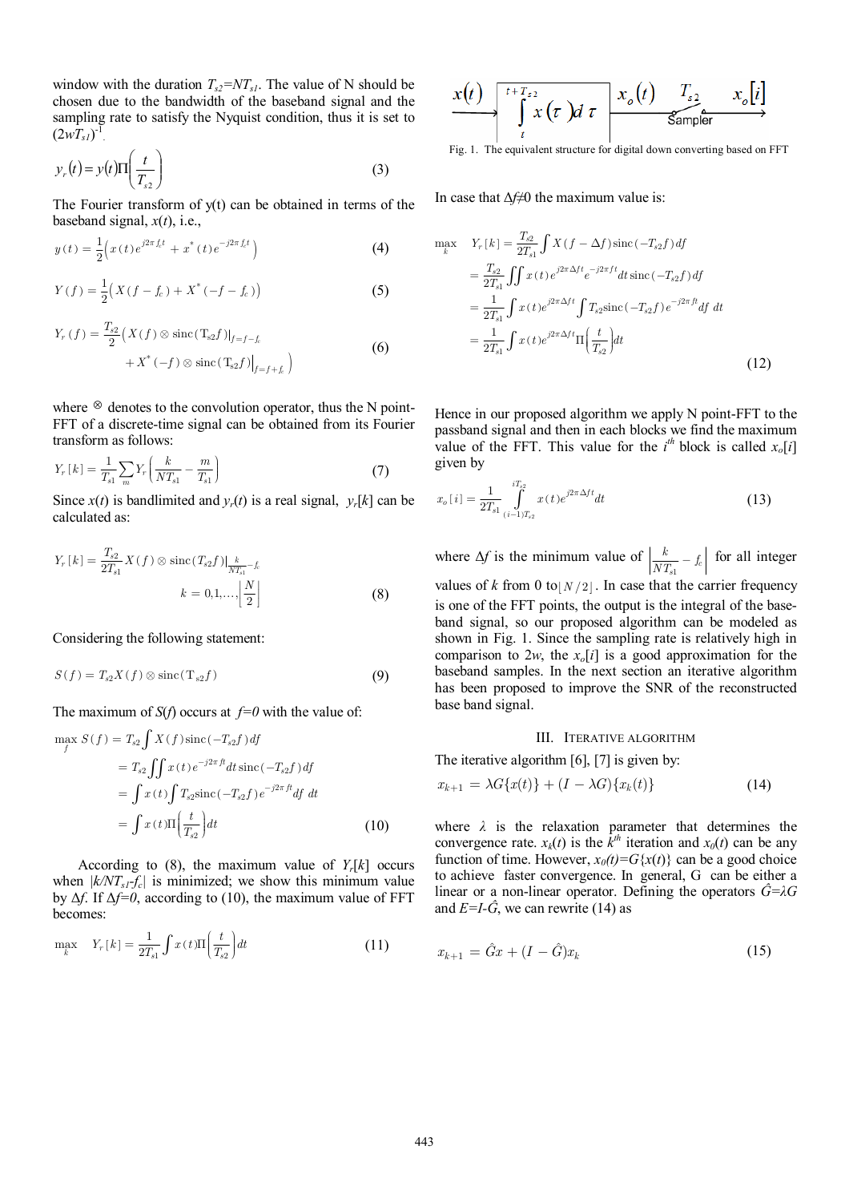window with the duration $T_{s2}=NT_{s1}$. The value of N should be chosen due to the bandwidth of the baseband signal and the sampling rate to satisfy the Nyquist condition, thus it is set to $(2wT_{s1})^{-1}$.

$$y_r(t) = y(t)\Pi\left(\frac{t}{T_{s2}}\right) \tag{3}$$

The Fourier transform of y(t) can be obtained in terms of the baseband signal, $x(t)$, i.e.,

$$y(t) = \frac{1}{2}\left(x(t)e^{j2\pi f_c t} + x^*(t)e^{-j2\pi f_c t}\right) \tag{4}$$

$$Y(f) = \frac{1}{2}\left(X(f-f_c) + X^*(-f-f_c)\right) \tag{5}$$

$$Y_r(f) = \frac{T_{s2}}{2}\Big(X(f)\otimes \mathrm{sinc}(T_{s2}f)|_{f=f-f_c} + X^*(-f)\otimes \mathrm{sinc}(T_{s2}f)|_{f=f+f_c}\Big) \tag{6}$$

where $\otimes$ denotes to the convolution operator, thus the N point-FFT of a discrete-time signal can be obtained from its Fourier transform as follows:

$$Y_r[k] = \frac{1}{T_{s1}}\sum_m Y_r\left(\frac{k}{NT_{s1}} - \frac{m}{T_{s1}}\right) \tag{7}$$

Since $x(t)$ is bandlimited and $y_r(t)$ is a real signal, $y_r[k]$ can be calculated as:

$$Y_r[k] = \frac{T_{s2}}{2T_{s1}}X(f)\otimes \mathrm{sinc}(T_{s2}f)\big|_{\frac{k}{NT_{s1}}-f_c} \qquad k = 0,1,\ldots,\left\lfloor\frac{N}{2}\right\rfloor \tag{8}$$

Considering the following statement:

$$S(f) = T_{s2}X(f)\otimes \mathrm{sinc}(T_{s2}f) \tag{9}$$

The maximum of $S(f)$ occurs at $f=0$ with the value of:

$$\begin{aligned}
\max_f S(f) &= T_{s2}\int X(f)\,\mathrm{sinc}(-T_{s2}f)\,df \\
&= T_{s2}\iint x(t)e^{-j2\pi ft}dt\,\mathrm{sinc}(-T_{s2}f)\,df \\
&= \int x(t)\int T_{s2}\mathrm{sinc}(-T_{s2}f)e^{-j2\pi ft}df\,dt \\
&= \int x(t)\Pi\left(\frac{t}{T_{s2}}\right)dt
\end{aligned} \tag{10}$$

According to (8), the maximum value of $Y_r[k]$ occurs when $|k/NT_{s1}-f_c|$ is minimized; we show this minimum value by $\Delta f$. If $\Delta f=0$, according to (10), the maximum value of FFT becomes:

$$\max_k \; Y_r[k] = \frac{1}{2T_{s1}}\int x(t)\Pi\left(\frac{t}{T_{s2}}\right)dt \tag{11}$$

In case that $\Delta f \neq 0$ the maximum value is:

$$\begin{aligned}
\max_k \; Y_r[k] &= \frac{T_{s2}}{2T_{s1}}\int X(f-\Delta f)\,\mathrm{sinc}(-T_{s2}f)\,df \\
&= \frac{T_{s2}}{2T_{s1}}\iint x(t)e^{j2\pi\Delta ft}e^{-j2\pi ft}dt\,\mathrm{sinc}(-T_{s2}f)\,df \\
&= \frac{1}{2T_{s1}}\int x(t)e^{j2\pi\Delta ft}\int T_{s2}\mathrm{sinc}(-T_{s2}f)e^{-j2\pi ft}df\,dt \\
&= \frac{1}{2T_{s1}}\int x(t)e^{j2\pi\Delta ft}\Pi\left(\frac{t}{T_{s2}}\right)dt
\end{aligned} \tag{12}$$

Hence in our proposed algorithm we apply N point-FFT to the passband signal and then in each blocks we find the maximum value of the FFT. This value for the $i^{th}$ block is called $x_o[i]$ given by

$$x_o[i] = \frac{1}{2T_{s1}}\int_{(i-1)T_{s2}}^{iT_{s2}} x(t)e^{j2\pi\Delta ft}dt \tag{13}$$

where $\Delta f$ is the minimum value of $\left|\frac{k}{NT_{s1}} - f_c\right|$ for all integer values of $k$ from 0 to $\lfloor N/2 \rfloor$. In case that the carrier frequency is one of the FFT points, the output is the integral of the baseband signal, so our proposed algorithm can be modeled as shown in Fig. 1. Since the sampling rate is relatively high in comparison to $2w$, the $x_o[i]$ is a good approximation for the baseband samples. In the next section an iterative algorithm has been proposed to improve the SNR of the reconstructed base band signal.

Fig. 1. The equivalent structure for digital down converting based on FFT

## III. Iterative Algorithm

The iterative algorithm [6], [7] is given by:

$$x_{k+1} = \lambda G\{x(t)\} + (I - \lambda G)\{x_k(t)\} \tag{14}$$

where $\lambda$ is the relaxation parameter that determines the convergence rate. $x_k(t)$ is the $k^{th}$ iteration and $x_0(t)$ can be any function of time. However, $x_0(t)=G\{x(t)\}$ can be a good choice to achieve faster convergence. In general, G can be either a linear or a non-linear operator. Defining the operators $\hat{G}=\lambda G$ and $E=I-\hat{G}$, we can rewrite (14) as

$$x_{k+1} = \hat{G}x + (I - \hat{G})x_k \tag{15}$$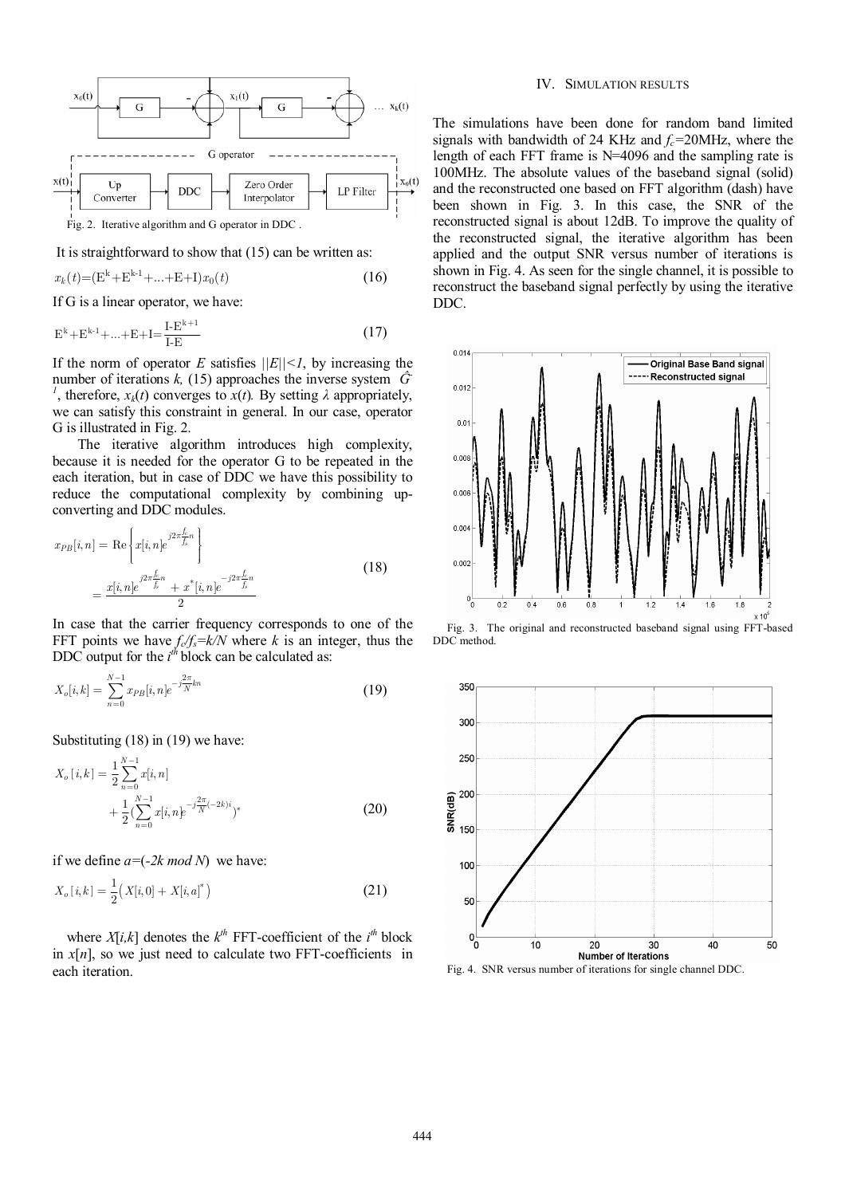Fig. 2. Iterative algorithm and G operator in DDC .

It is straightforward to show that (15) can be written as:

$$x_k(t)=(E^k+E^{k-1}+...+E+I)x_0(t) \tag{16}$$

If G is a linear operator, we have:

$$E^k+E^{k-1}+...+E+I=\frac{I-E^{k+1}}{I-E} \tag{17}$$

If the norm of operator $E$ satisfies $||E||<1$, by increasing the number of iterations $k$, (15) approaches the inverse system $\hat{G}^{-1}$, therefore, $x_k(t)$ converges to $x(t)$. By setting $\lambda$ appropriately, we can satisfy this constraint in general. In our case, operator G is illustrated in Fig. 2.

The iterative algorithm introduces high complexity, because it is needed for the operator G to be repeated in the each iteration, but in case of DDC we have this possibility to reduce the computational complexity by combining up-converting and DDC modules.

$$\begin{aligned} x_{PB}[i,n] &= \mathrm{Re}\left\{x[i,n]e^{j2\pi\frac{f_c}{f_s}n}\right\} \\ &= \frac{x[i,n]e^{j2\pi\frac{f_c}{f_s}n} + x^*[i,n]e^{-j2\pi\frac{f_c}{f_s}n}}{2} \end{aligned} \tag{18}$$

In case that the carrier frequency corresponds to one of the FFT points we have $f_c/f_s=k/N$ where $k$ is an integer, thus the DDC output for the $i^{th}$ block can be calculated as:

$$X_o[i,k] = \sum_{n=0}^{N-1} x_{PB}[i,n]e^{-j\frac{2\pi}{N}kn} \tag{19}$$

Substituting (18) in (19) we have:

$$\begin{aligned} X_o[i,k] &= \frac{1}{2}\sum_{n=0}^{N-1} x[i,n] \\ &+ \frac{1}{2}\Big(\sum_{n=0}^{N-1} x[i,n]e^{-j\frac{2\pi}{N}(-2k)i}\Big)^* \end{aligned} \tag{20}$$

if we define $a=(-2k \bmod N)$ we have:

$$X_o[i,k] = \frac{1}{2}\Big(X[i,0] + X[i,a]^*\Big) \tag{21}$$

where $X[i,k]$ denotes the $k^{th}$ FFT-coefficient of the $i^{th}$ block in $x[n]$, so we just need to calculate two FFT-coefficients in each iteration.

## IV. Simulation Results

The simulations have been done for random band limited signals with bandwidth of 24 KHz and $f_c$=20MHz, where the length of each FFT frame is N=4096 and the sampling rate is 100MHz. The absolute values of the baseband signal (solid) and the reconstructed one based on FFT algorithm (dash) have been shown in Fig. 3. In this case, the SNR of the reconstructed signal is about 12dB. To improve the quality of the reconstructed signal, the iterative algorithm has been applied and the output SNR versus number of iterations is shown in Fig. 4. As seen for the single channel, it is possible to reconstruct the baseband signal perfectly by using the iterative DDC.

Fig. 3. The original and reconstructed baseband signal using FFT-based DDC method.

Fig. 4. SNR versus number of iterations for single channel DDC.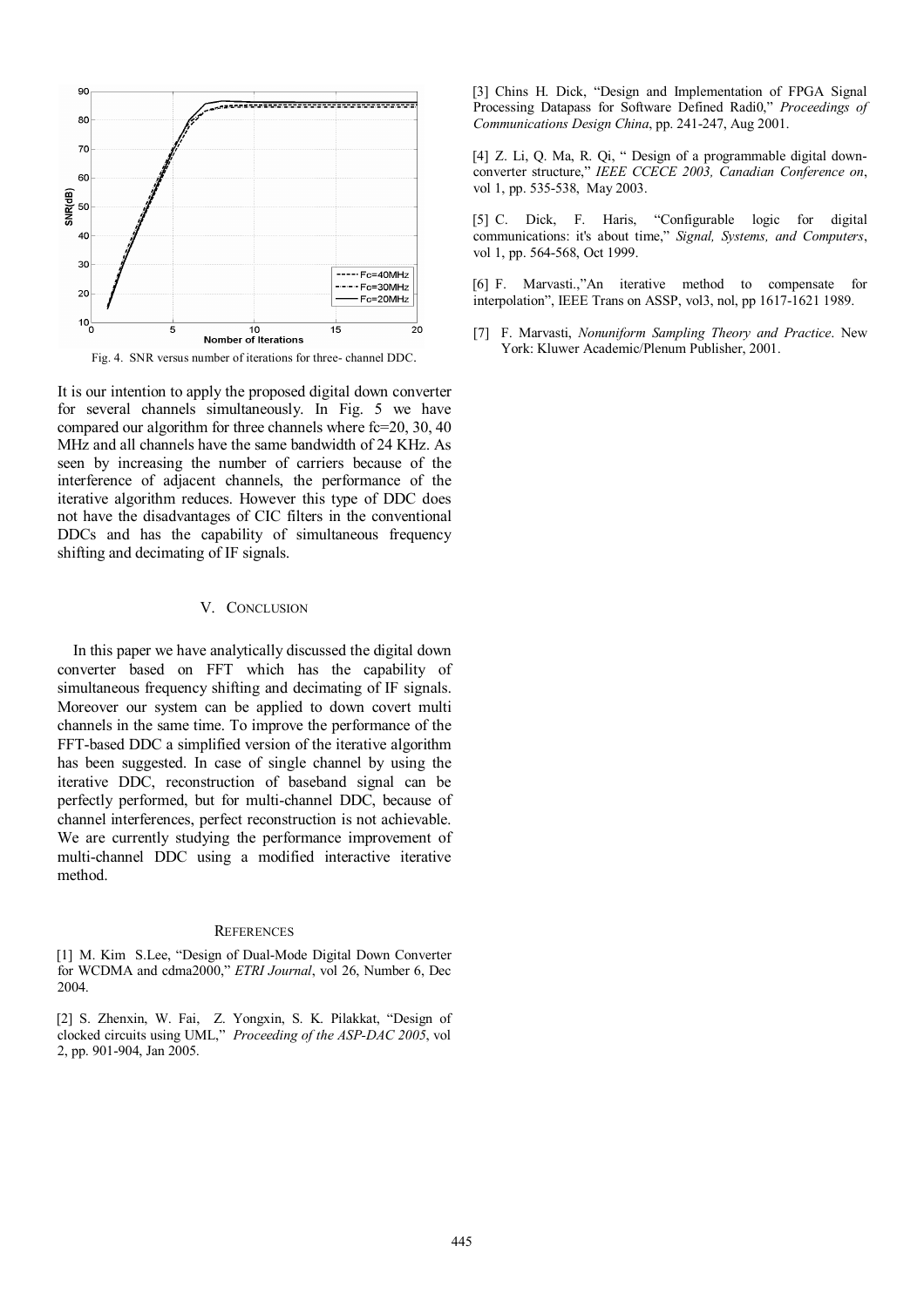90
80
70
60
SNR(dB)
50
40
30
20
10
0
5
10
15
20
Number of Iterations
Fc=40MHz
Fc=30MHz
Fc=20MHz

Fig. 4. SNR versus number of iterations for three- channel DDC.

It is our intention to apply the proposed digital down converter for several channels simultaneously. In Fig. 5 we have compared our algorithm for three channels where fc=20, 30, 40 MHz and all channels have the same bandwidth of 24 KHz. As seen by increasing the number of carriers because of the interference of adjacent channels, the performance of the iterative algorithm reduces. However this type of DDC does not have the disadvantages of CIC filters in the conventional DDCs and has the capability of simultaneous frequency shifting and decimating of IF signals.

## V. Conclusion

In this paper we have analytically discussed the digital down converter based on FFT which has the capability of simultaneous frequency shifting and decimating of IF signals. Moreover our system can be applied to down covert multi channels in the same time. To improve the performance of the FFT-based DDC a simplified version of the iterative algorithm has been suggested. In case of single channel by using the iterative DDC, reconstruction of baseband signal can be perfectly performed, but for multi-channel DDC, because of channel interferences, perfect reconstruction is not achievable. We are currently studying the performance improvement of multi-channel DDC using a modified interactive iterative method.

## References

[1] M. Kim S.Lee, "Design of Dual-Mode Digital Down Converter for WCDMA and cdma2000," *ETRI Journal*, vol 26, Number 6, Dec 2004.

[2] S. Zhenxin, W. Fai, Z. Yongxin, S. K. Pilakkat, "Design of clocked circuits using UML," *Proceeding of the ASP-DAC 2005*, vol 2, pp. 901-904, Jan 2005.

[3] Chins H. Dick, "Design and Implementation of FPGA Signal Processing Datapass for Software Defined Radi0," *Proceedings of Communications Design China*, pp. 241-247, Aug 2001.

[4] Z. Li, Q. Ma, R. Qi, " Design of a programmable digital down-converter structure," *IEEE CCECE 2003, Canadian Conference on*, vol 1, pp. 535-538, May 2003.

[5] C. Dick, F. Haris, "Configurable logic for digital communications: it's about time," *Signal, Systems, and Computers*, vol 1, pp. 564-568, Oct 1999.

[6] F. Marvasti.,"An iterative method to compensate for interpolation", IEEE Trans on ASSP, vol3, nol, pp 1617-1621 1989.

[7] F. Marvasti, *Nonuniform Sampling Theory and Practice*. New York: Kluwer Academic/Plenum Publisher, 2001.